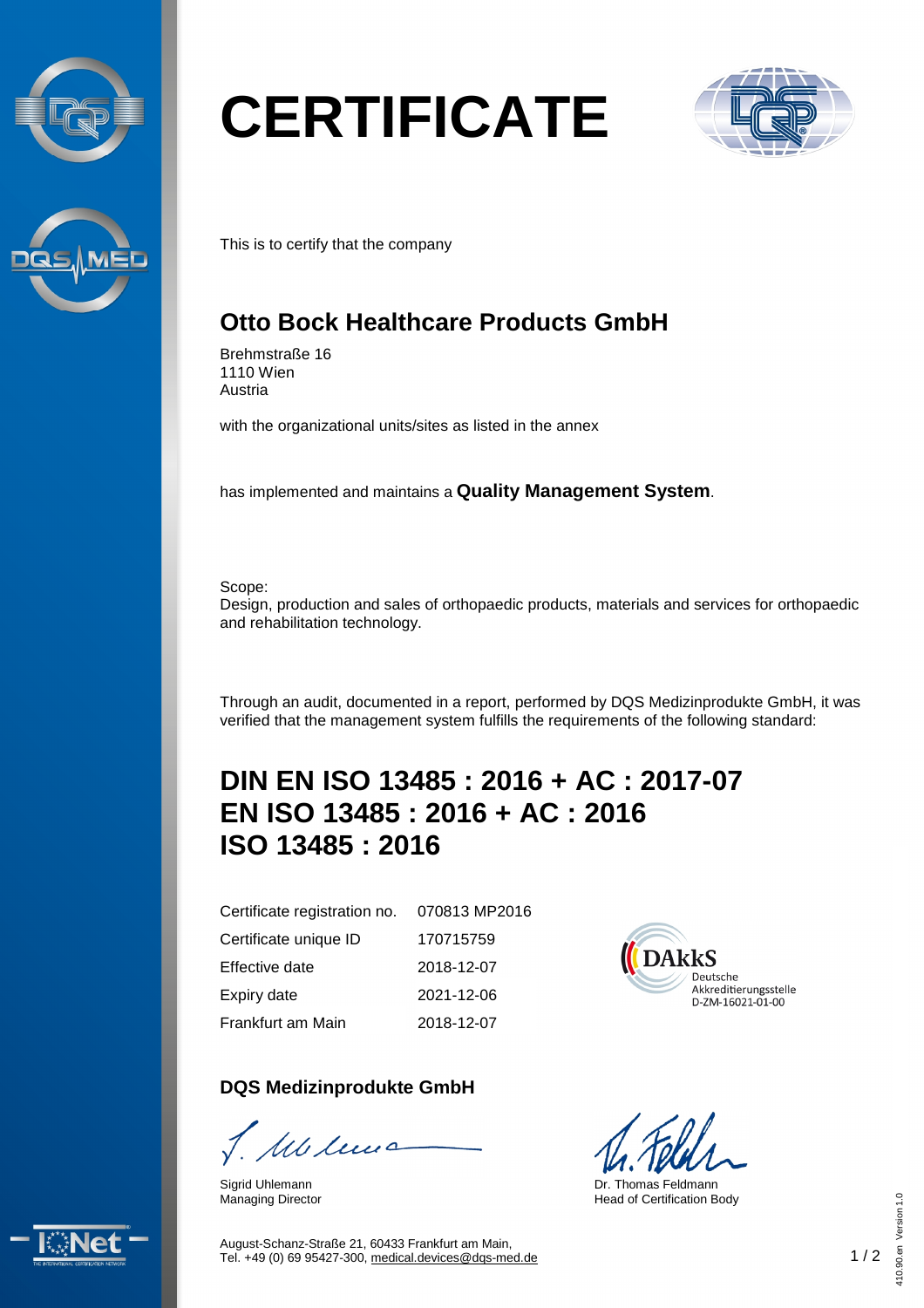# CERTIFICATE

This is to certify that the company

## Otto Bock Healthcare Products GmbH

Brehmstraße 16
1110 Wien
Austria

with the organizational units/sites as listed in the annex

has implemented and maintains a **Quality Management System**.

Scope:
Design, production and sales of orthopaedic products, materials and services for orthopaedic and rehabilitation technology.

Through an audit, documented in a report, performed by DQS Medizinprodukte GmbH, it was verified that the management system fulfills the requirements of the following standard:

## DIN EN ISO 13485 : 2016 + AC : 2017-07
## EN ISO 13485 : 2016 + AC : 2016
## ISO 13485 : 2016

| | |
|---|---|
| Certificate registration no. | 070813 MP2016 |
| Certificate unique ID | 170715759 |
| Effective date | 2018-12-07 |
| Expiry date | 2021-12-06 |
| Frankfurt am Main | 2018-12-07 |

DAkkS
Deutsche Akkreditierungsstelle
D-ZM-16021-01-00

### DQS Medizinprodukte GmbH

Sigrid Uhlemann
Managing Director

Dr. Thomas Feldmann
Head of Certification Body

August-Schanz-Straße 21, 60433 Frankfurt am Main,
Tel. +49 (0) 69 95427-300, medical.devices@dqs-med.de

410.90.en Version 1.0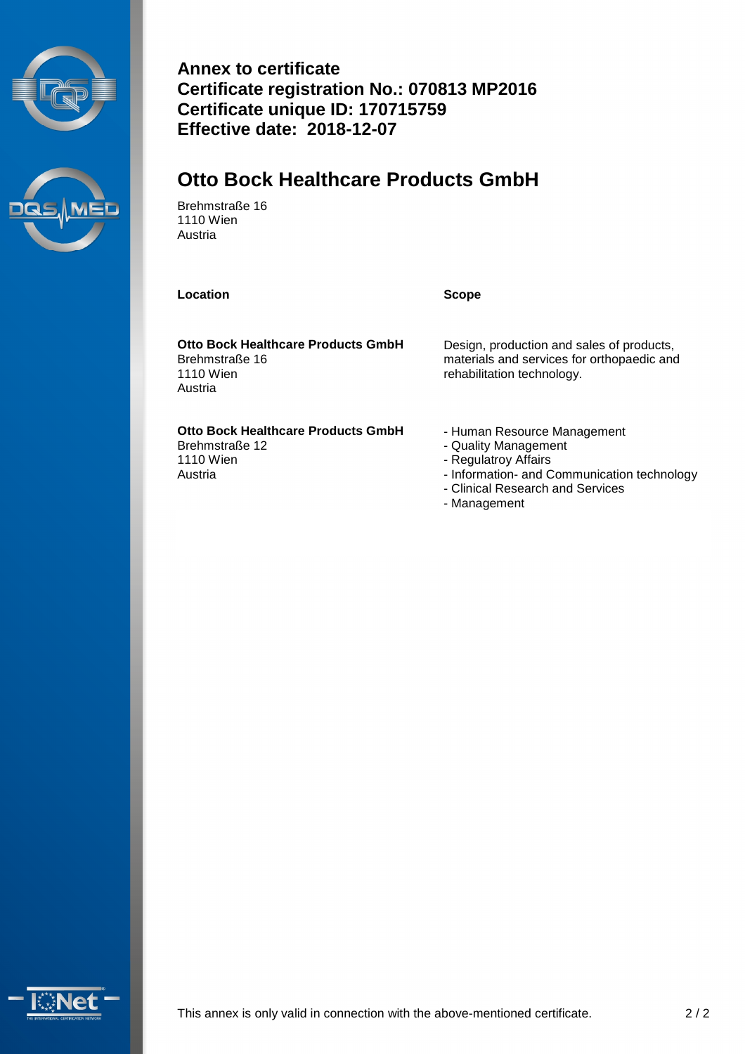**Annex to certificate**
**Certificate registration No.: 070813 MP2016**
**Certificate unique ID: 170715759**
**Effective date: 2018-12-07**

# Otto Bock Healthcare Products GmbH

Brehmstraße 16
1110 Wien
Austria

| Location | Scope |
| --- | --- |
| **Otto Bock Healthcare Products GmbH**<br>Brehmstraße 16<br>1110 Wien<br>Austria | Design, production and sales of products, materials and services for orthopaedic and rehabilitation technology. |
| **Otto Bock Healthcare Products GmbH**<br>Brehmstraße 12<br>1110 Wien<br>Austria | - Human Resource Management<br>- Quality Management<br>- Regulatroy Affairs<br>- Information- and Communication technology<br>- Clinical Research and Services<br>- Management |

This annex is only valid in connection with the above-mentioned certificate.